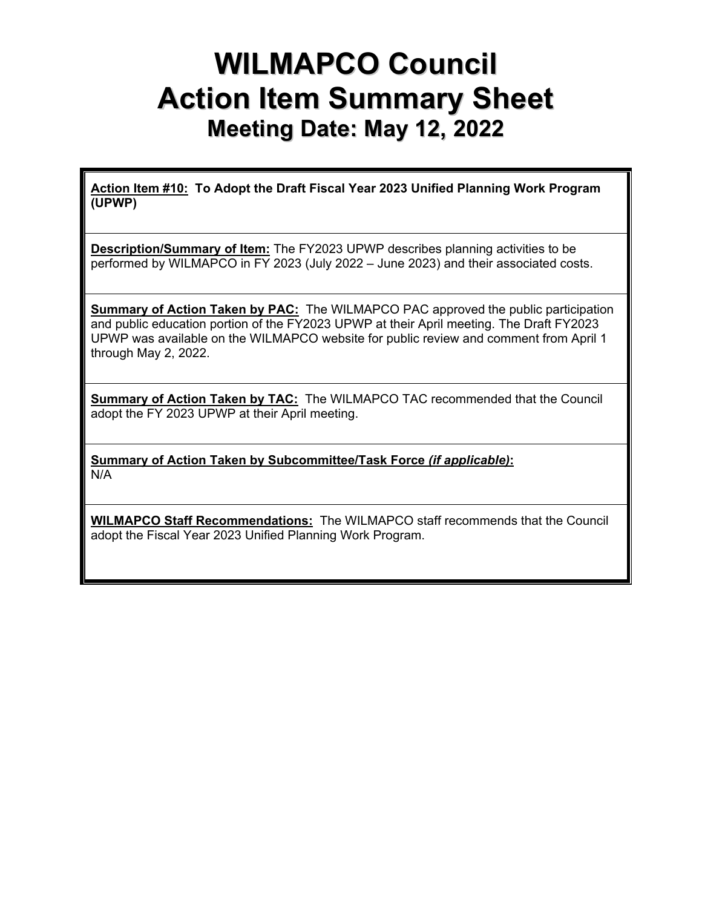# WILMAPCO Council
# Action Item Summary Sheet
## Meeting Date: May 12, 2022

**<u>Action Item #10:</u> To Adopt the Draft Fiscal Year 2023 Unified Planning Work Program (UPWP)**

**<u>Description/Summary of Item:</u>** The FY2023 UPWP describes planning activities to be performed by WILMAPCO in FY 2023 (July 2022 – June 2023) and their associated costs.

**<u>Summary of Action Taken by PAC:</u>** The WILMAPCO PAC approved the public participation and public education portion of the FY2023 UPWP at their April meeting. The Draft FY2023 UPWP was available on the WILMAPCO website for public review and comment from April 1 through May 2, 2022.

**<u>Summary of Action Taken by TAC:</u>** The WILMAPCO TAC recommended that the Council adopt the FY 2023 UPWP at their April meeting.

**<u>Summary of Action Taken by Subcommittee/Task Force *(if applicable)*:</u>**
N/A

**<u>WILMAPCO Staff Recommendations:</u>** The WILMAPCO staff recommends that the Council adopt the Fiscal Year 2023 Unified Planning Work Program.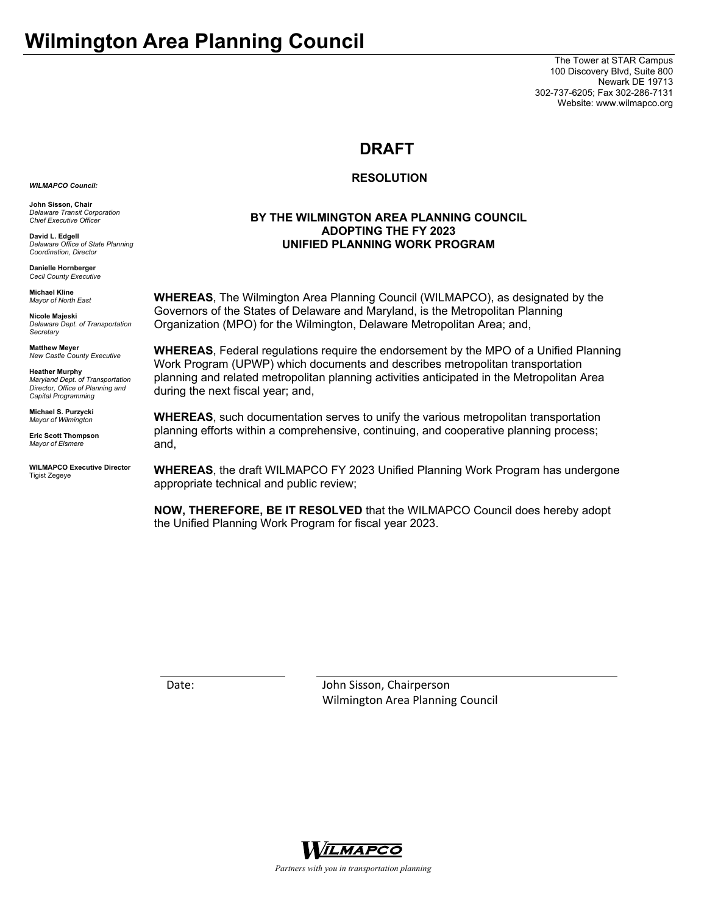# Wilmington Area Planning Council

The Tower at STAR Campus
100 Discovery Blvd, Suite 800
Newark DE 19713
302-737-6205; Fax 302-286-7131
Website: www.wilmapco.org

***WILMAPCO Council:***

**John Sisson, Chair**
*Delaware Transit Corporation Chief Executive Officer*

**David L. Edgell**
*Delaware Office of State Planning Coordination, Director*

**Danielle Hornberger**
*Cecil County Executive*

**Michael Kline**
*Mayor of North East*

**Nicole Majeski**
*Delaware Dept. of Transportation Secretary*

**Matthew Meyer**
*New Castle County Executive*

**Heather Murphy**
*Maryland Dept. of Transportation Director, Office of Planning and Capital Programming*

**Michael S. Purzycki**
*Mayor of Wilmington*

**Eric Scott Thompson**
*Mayor of Elsmere*

**WILMAPCO Executive Director**
Tigist Zegeye

## DRAFT

### RESOLUTION

### BY THE WILMINGTON AREA PLANNING COUNCIL ADOPTING THE FY 2023 UNIFIED PLANNING WORK PROGRAM

**WHEREAS**, The Wilmington Area Planning Council (WILMAPCO), as designated by the Governors of the States of Delaware and Maryland, is the Metropolitan Planning Organization (MPO) for the Wilmington, Delaware Metropolitan Area; and,

**WHEREAS**, Federal regulations require the endorsement by the MPO of a Unified Planning Work Program (UPWP) which documents and describes metropolitan transportation planning and related metropolitan planning activities anticipated in the Metropolitan Area during the next fiscal year; and,

**WHEREAS**, such documentation serves to unify the various metropolitan transportation planning efforts within a comprehensive, continuing, and cooperative planning process; and,

**WHEREAS**, the draft WILMAPCO FY 2023 Unified Planning Work Program has undergone appropriate technical and public review;

**NOW, THEREFORE, BE IT RESOLVED** that the WILMAPCO Council does hereby adopt the Unified Planning Work Program for fiscal year 2023.

Date:

John Sisson, Chairperson
Wilmington Area Planning Council

WILMAPCO
*Partners with you in transportation planning*